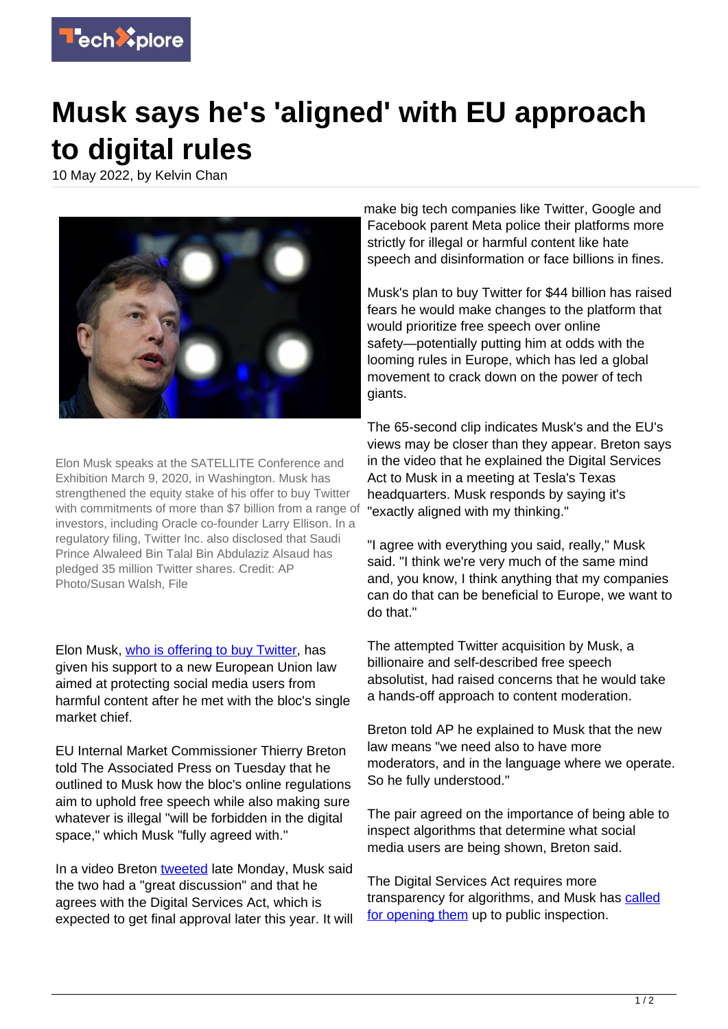# Musk says he's 'aligned' with EU approach to digital rules

10 May 2022, by Kelvin Chan

Elon Musk speaks at the SATELLITE Conference and Exhibition March 9, 2020, in Washington. Musk has strengthened the equity stake of his offer to buy Twitter with commitments of more than $7 billion from a range of investors, including Oracle co-founder Larry Ellison. In a regulatory filing, Twitter Inc. also disclosed that Saudi Prince Alwaleed Bin Talal Bin Abdulaziz Alsaud has pledged 35 million Twitter shares. Credit: AP Photo/Susan Walsh, File

Elon Musk, who is offering to buy Twitter, has given his support to a new European Union law aimed at protecting social media users from harmful content after he met with the bloc's single market chief.

EU Internal Market Commissioner Thierry Breton told The Associated Press on Tuesday that he outlined to Musk how the bloc's online regulations aim to uphold free speech while also making sure whatever is illegal "will be forbidden in the digital space," which Musk "fully agreed with."

In a video Breton tweeted late Monday, Musk said the two had a "great discussion" and that he agrees with the Digital Services Act, which is expected to get final approval later this year. It will make big tech companies like Twitter, Google and Facebook parent Meta police their platforms more strictly for illegal or harmful content like hate speech and disinformation or face billions in fines.

Musk's plan to buy Twitter for $44 billion has raised fears he would make changes to the platform that would prioritize free speech over online safety—potentially putting him at odds with the looming rules in Europe, which has led a global movement to crack down on the power of tech giants.

The 65-second clip indicates Musk's and the EU's views may be closer than they appear. Breton says in the video that he explained the Digital Services Act to Musk in a meeting at Tesla's Texas headquarters. Musk responds by saying it's "exactly aligned with my thinking."

"I agree with everything you said, really," Musk said. "I think we're very much of the same mind and, you know, I think anything that my companies can do that can be beneficial to Europe, we want to do that."

The attempted Twitter acquisition by Musk, a billionaire and self-described free speech absolutist, had raised concerns that he would take a hands-off approach to content moderation.

Breton told AP he explained to Musk that the new law means "we need also to have more moderators, and in the language where we operate. So he fully understood."

The pair agreed on the importance of being able to inspect algorithms that determine what social media users are being shown, Breton said.

The Digital Services Act requires more transparency for algorithms, and Musk has called for opening them up to public inspection.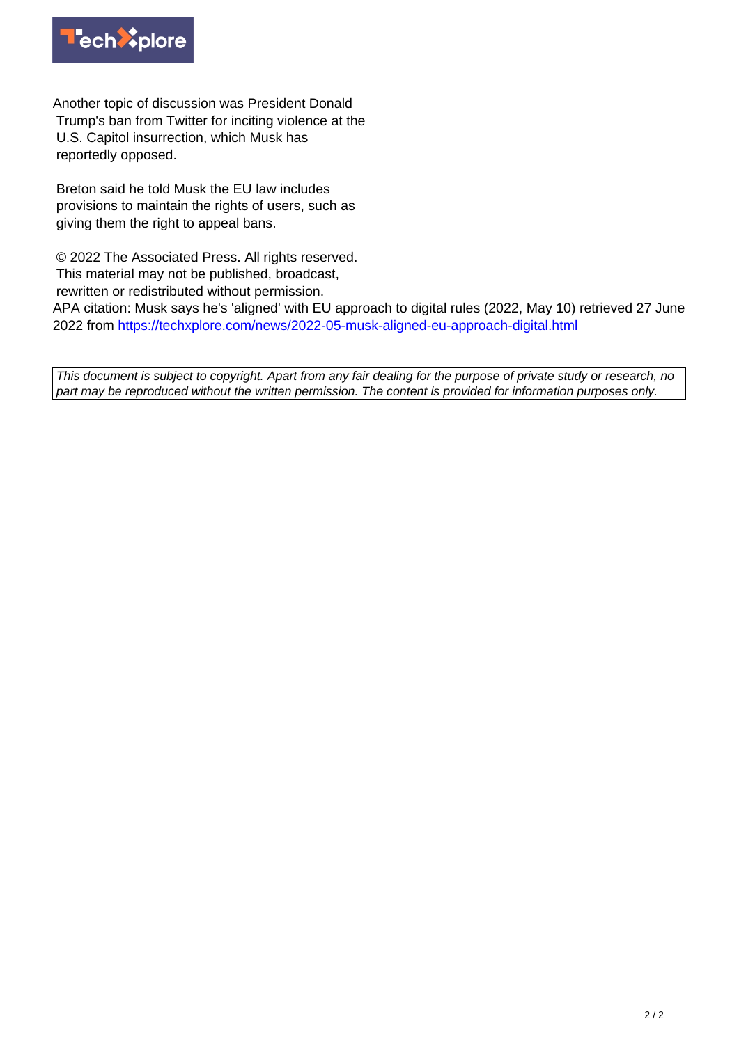Another topic of discussion was President Donald Trump's ban from Twitter for inciting violence at the U.S. Capitol insurrection, which Musk has reportedly opposed.

Breton said he told Musk the EU law includes provisions to maintain the rights of users, such as giving them the right to appeal bans.

© 2022 The Associated Press. All rights reserved. This material may not be published, broadcast, rewritten or redistributed without permission.

APA citation: Musk says he's 'aligned' with EU approach to digital rules (2022, May 10) retrieved 27 June 2022 from https://techxplore.com/news/2022-05-musk-aligned-eu-approach-digital.html

*This document is subject to copyright. Apart from any fair dealing for the purpose of private study or research, no part may be reproduced without the written permission. The content is provided for information purposes only.*